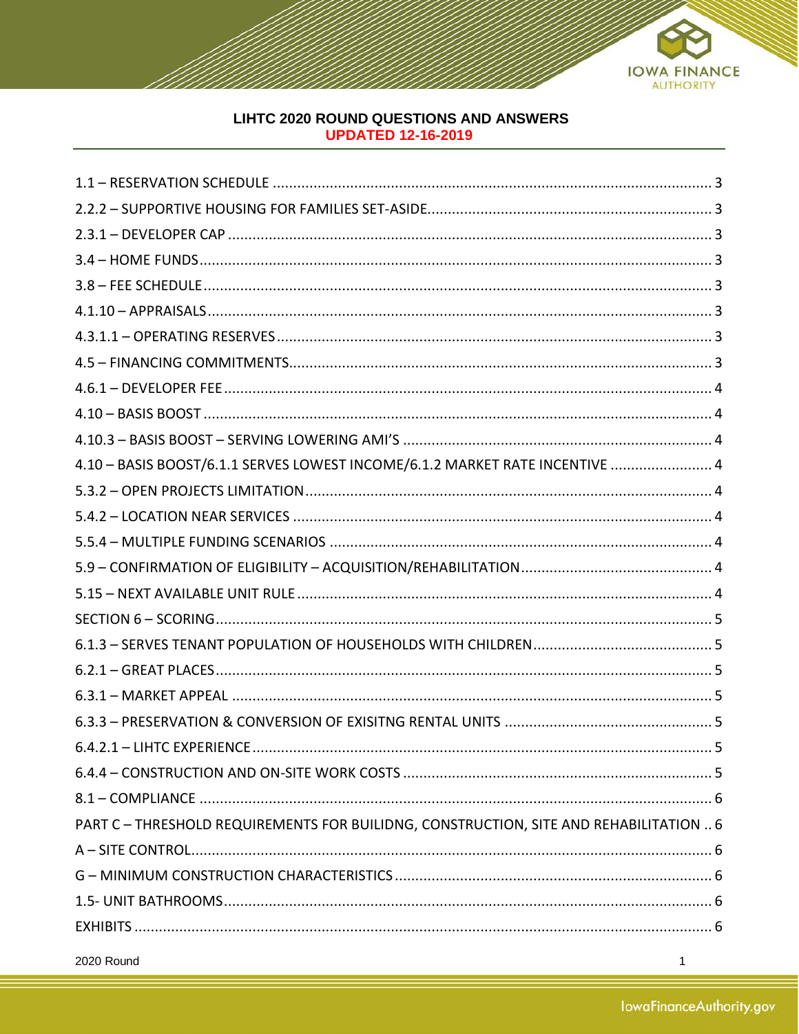# LIHTC 2020 ROUND QUESTIONS AND ANSWERS

**UPDATED 12-16-2019**

1.1 – RESERVATION SCHEDULE ............ 3
2.2.2 – SUPPORTIVE HOUSING FOR FAMILIES SET-ASIDE ............ 3
2.3.1 – DEVELOPER CAP ............ 3
3.4 – HOME FUNDS ............ 3
3.8 – FEE SCHEDULE ............ 3
4.1.10 – APPRAISALS ............ 3
4.3.1.1 – OPERATING RESERVES ............ 3
4.5 – FINANCING COMMITMENTS ............ 3
4.6.1 – DEVELOPER FEE ............ 4
4.10 – BASIS BOOST ............ 4
4.10.3 – BASIS BOOST – SERVING LOWERING AMI'S ............ 4
4.10 – BASIS BOOST/6.1.1 SERVES LOWEST INCOME/6.1.2 MARKET RATE INCENTIVE ............ 4
5.3.2 – OPEN PROJECTS LIMITATION ............ 4
5.4.2 – LOCATION NEAR SERVICES ............ 4
5.5.4 – MULTIPLE FUNDING SCENARIOS ............ 4
5.9 – CONFIRMATION OF ELIGIBILITY – ACQUISITION/REHABILITATION ............ 4
5.15 – NEXT AVAILABLE UNIT RULE ............ 4
SECTION 6 – SCORING ............ 5
6.1.3 – SERVES TENANT POPULATION OF HOUSEHOLDS WITH CHILDREN ............ 5
6.2.1 – GREAT PLACES ............ 5
6.3.1 – MARKET APPEAL ............ 5
6.3.3 – PRESERVATION & CONVERSION OF EXISITNG RENTAL UNITS ............ 5
6.4.2.1 – LIHTC EXPERIENCE ............ 5
6.4.4 – CONSTRUCTION AND ON-SITE WORK COSTS ............ 5
8.1 – COMPLIANCE ............ 6
PART C – THRESHOLD REQUIREMENTS FOR BUILIDNG, CONSTRUCTION, SITE AND REHABILITATION ............ 6
A – SITE CONTROL ............ 6
G – MINIMUM CONSTRUCTION CHARACTERISTICS ............ 6
1.5- UNIT BATHROOMS ............ 6
EXHIBITS ............ 6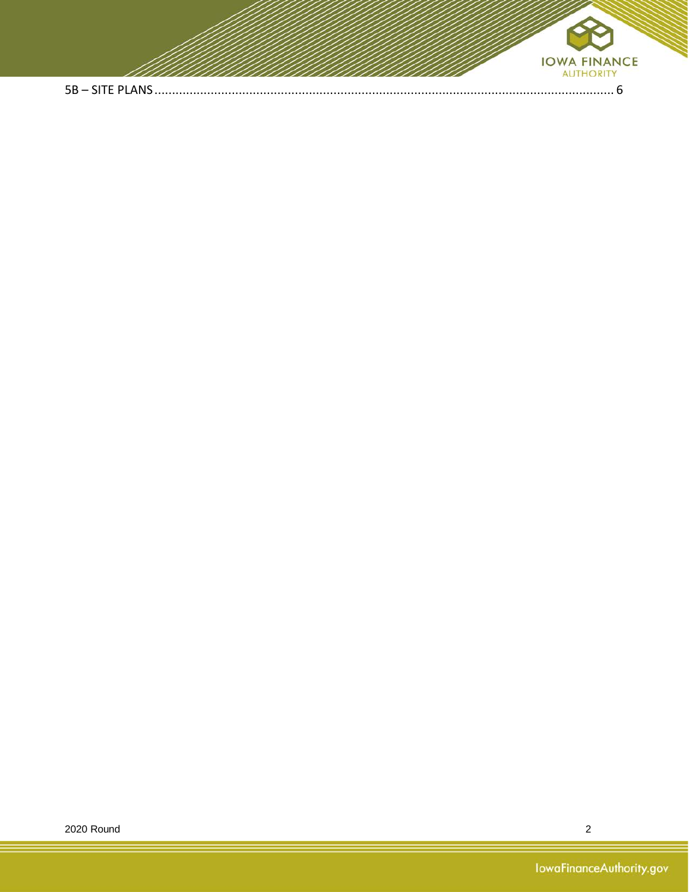5B – SITE PLANS .................................................................................................................................. 6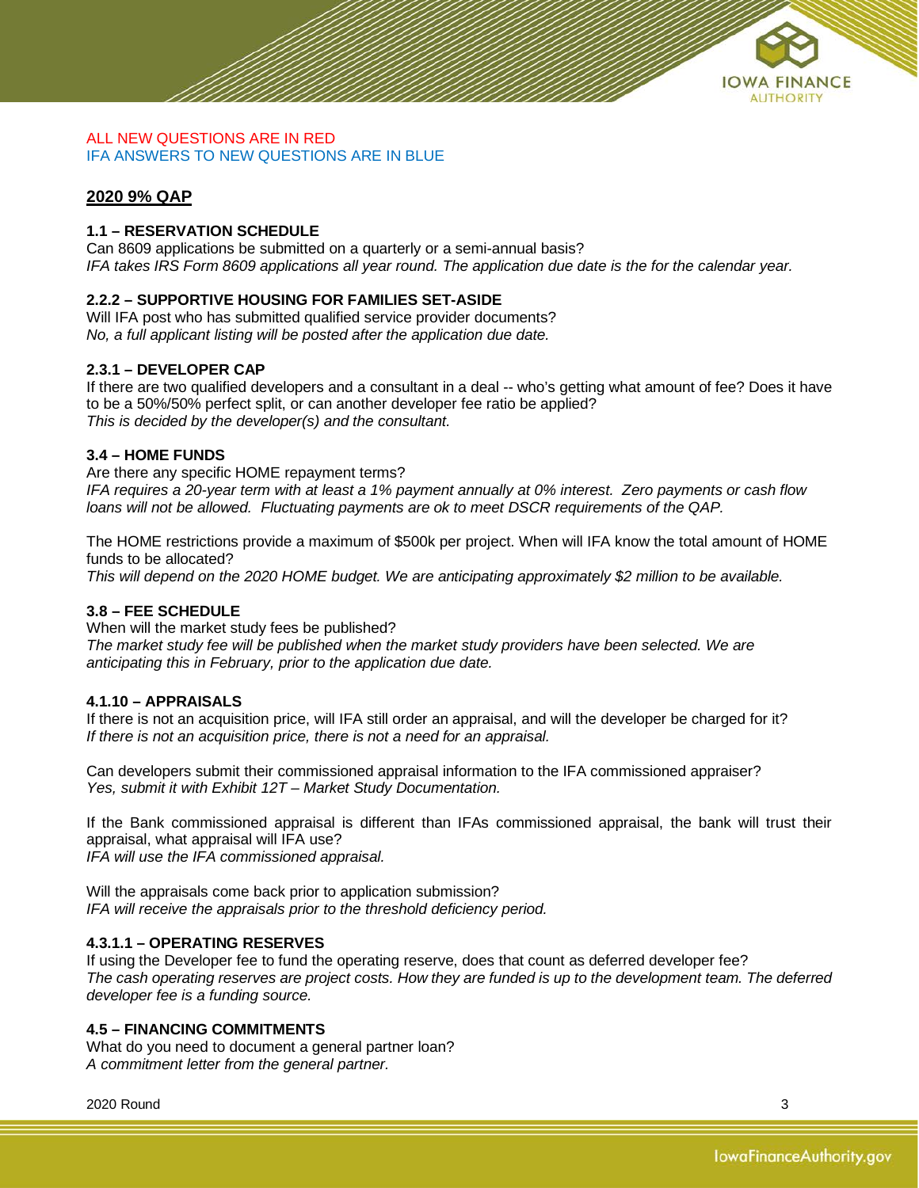ALL NEW QUESTIONS ARE IN RED
IFA ANSWERS TO NEW QUESTIONS ARE IN BLUE

## 2020 9% QAP

### 1.1 – RESERVATION SCHEDULE

Can 8609 applications be submitted on a quarterly or a semi-annual basis?
*IFA takes IRS Form 8609 applications all year round. The application due date is the for the calendar year.*

### 2.2.2 – SUPPORTIVE HOUSING FOR FAMILIES SET-ASIDE

Will IFA post who has submitted qualified service provider documents?
*No, a full applicant listing will be posted after the application due date.*

### 2.3.1 – DEVELOPER CAP

If there are two qualified developers and a consultant in a deal -- who's getting what amount of fee? Does it have to be a 50%/50% perfect split, or can another developer fee ratio be applied?
*This is decided by the developer(s) and the consultant.*

### 3.4 – HOME FUNDS

Are there any specific HOME repayment terms?
*IFA requires a 20-year term with at least a 1% payment annually at 0% interest. Zero payments or cash flow loans will not be allowed. Fluctuating payments are ok to meet DSCR requirements of the QAP.*

The HOME restrictions provide a maximum of $500k per project. When will IFA know the total amount of HOME funds to be allocated?
*This will depend on the 2020 HOME budget. We are anticipating approximately $2 million to be available.*

### 3.8 – FEE SCHEDULE

When will the market study fees be published?
*The market study fee will be published when the market study providers have been selected. We are anticipating this in February, prior to the application due date.*

### 4.1.10 – APPRAISALS

If there is not an acquisition price, will IFA still order an appraisal, and will the developer be charged for it?
*If there is not an acquisition price, there is not a need for an appraisal.*

Can developers submit their commissioned appraisal information to the IFA commissioned appraiser?
*Yes, submit it with Exhibit 12T – Market Study Documentation.*

If the Bank commissioned appraisal is different than IFAs commissioned appraisal, the bank will trust their appraisal, what appraisal will IFA use?
*IFA will use the IFA commissioned appraisal.*

Will the appraisals come back prior to application submission?
*IFA will receive the appraisals prior to the threshold deficiency period.*

### 4.3.1.1 – OPERATING RESERVES

If using the Developer fee to fund the operating reserve, does that count as deferred developer fee?
*The cash operating reserves are project costs. How they are funded is up to the development team. The deferred developer fee is a funding source.*

### 4.5 – FINANCING COMMITMENTS

What do you need to document a general partner loan?
*A commitment letter from the general partner.*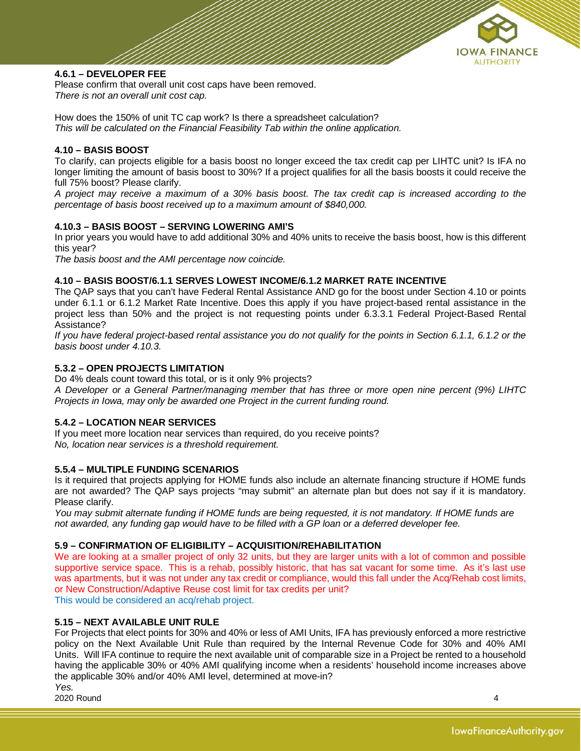### 4.6.1 – DEVELOPER FEE

Please confirm that overall unit cost caps have been removed.
*There is not an overall unit cost cap.*

How does the 150% of unit TC cap work? Is there a spreadsheet calculation?
*This will be calculated on the Financial Feasibility Tab within the online application.*

### 4.10 – BASIS BOOST

To clarify, can projects eligible for a basis boost no longer exceed the tax credit cap per LIHTC unit? Is IFA no longer limiting the amount of basis boost to 30%? If a project qualifies for all the basis boosts it could receive the full 75% boost? Please clarify.
*A project may receive a maximum of a 30% basis boost. The tax credit cap is increased according to the percentage of basis boost received up to a maximum amount of $840,000.*

### 4.10.3 – BASIS BOOST – SERVING LOWERING AMI'S

In prior years you would have to add additional 30% and 40% units to receive the basis boost, how is this different this year?
*The basis boost and the AMI percentage now coincide.*

### 4.10 – BASIS BOOST/6.1.1 SERVES LOWEST INCOME/6.1.2 MARKET RATE INCENTIVE

The QAP says that you can't have Federal Rental Assistance AND go for the boost under Section 4.10 or points under 6.1.1 or 6.1.2 Market Rate Incentive. Does this apply if you have project-based rental assistance in the project less than 50% and the project is not requesting points under 6.3.3.1 Federal Project-Based Rental Assistance?
*If you have federal project-based rental assistance you do not qualify for the points in Section 6.1.1, 6.1.2 or the basis boost under 4.10.3.*

### 5.3.2 – OPEN PROJECTS LIMITATION

Do 4% deals count toward this total, or is it only 9% projects?
*A Developer or a General Partner/managing member that has three or more open nine percent (9%) LIHTC Projects in Iowa, may only be awarded one Project in the current funding round.*

### 5.4.2 – LOCATION NEAR SERVICES

If you meet more location near services than required, do you receive points?
*No, location near services is a threshold requirement.*

### 5.5.4 – MULTIPLE FUNDING SCENARIOS

Is it required that projects applying for HOME funds also include an alternate financing structure if HOME funds are not awarded? The QAP says projects "may submit" an alternate plan but does not say if it is mandatory. Please clarify.
*You may submit alternate funding if HOME funds are being requested, it is not mandatory. If HOME funds are not awarded, any funding gap would have to be filled with a GP loan or a deferred developer fee.*

### 5.9 – CONFIRMATION OF ELIGIBILITY – ACQUISITION/REHABILITATION

We are looking at a smaller project of only 32 units, but they are larger units with a lot of common and possible supportive service space. This is a rehab, possibly historic, that has sat vacant for some time. As it's last use was apartments, but it was not under any tax credit or compliance, would this fall under the Acq/Rehab cost limits, or New Construction/Adaptive Reuse cost limit for tax credits per unit?
This would be considered an acq/rehab project.

### 5.15 – NEXT AVAILABLE UNIT RULE

For Projects that elect points for 30% and 40% or less of AMI Units, IFA has previously enforced a more restrictive policy on the Next Available Unit Rule than required by the Internal Revenue Code for 30% and 40% AMI Units. Will IFA continue to require the next available unit of comparable size in a Project be rented to a household having the applicable 30% or 40% AMI qualifying income when a residents' household income increases above the applicable 30% and/or 40% AMI level, determined at move-in?
*Yes.*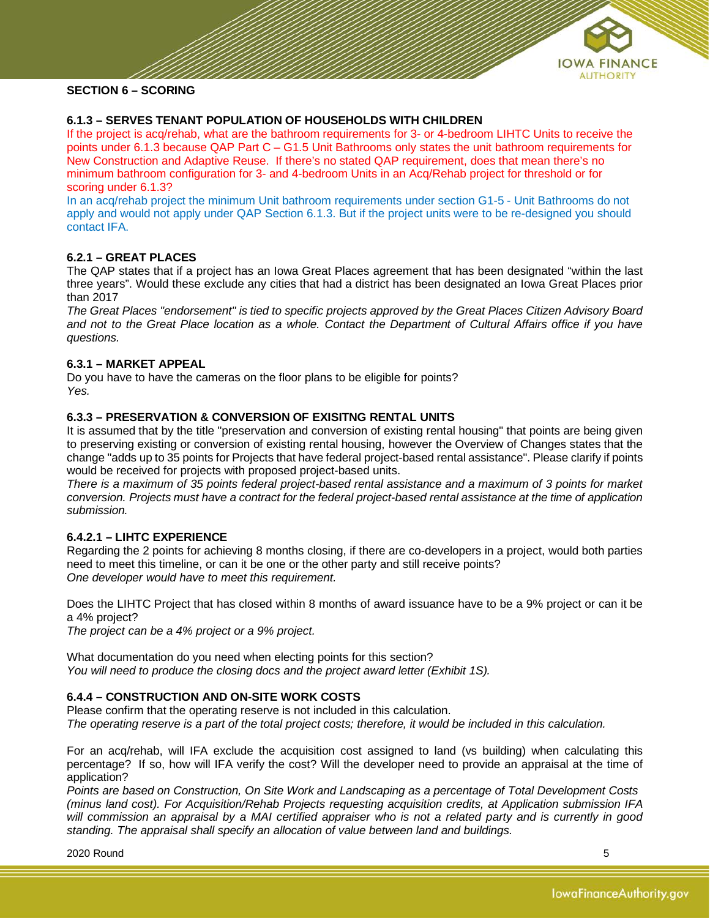## SECTION 6 – SCORING

### 6.1.3 – SERVES TENANT POPULATION OF HOUSEHOLDS WITH CHILDREN

If the project is acq/rehab, what are the bathroom requirements for 3- or 4-bedroom LIHTC Units to receive the points under 6.1.3 because QAP Part C – G1.5 Unit Bathrooms only states the unit bathroom requirements for New Construction and Adaptive Reuse. If there's no stated QAP requirement, does that mean there's no minimum bathroom configuration for 3- and 4-bedroom Units in an Acq/Rehab project for threshold or for scoring under 6.1.3?

In an acq/rehab project the minimum Unit bathroom requirements under section G1-5 - Unit Bathrooms do not apply and would not apply under QAP Section 6.1.3. But if the project units were to be re-designed you should contact IFA.

### 6.2.1 – GREAT PLACES

The QAP states that if a project has an Iowa Great Places agreement that has been designated "within the last three years". Would these exclude any cities that had a district has been designated an Iowa Great Places prior than 2017

*The Great Places "endorsement" is tied to specific projects approved by the Great Places Citizen Advisory Board and not to the Great Place location as a whole. Contact the Department of Cultural Affairs office if you have questions.*

### 6.3.1 – MARKET APPEAL

Do you have to have the cameras on the floor plans to be eligible for points?

*Yes.*

### 6.3.3 – PRESERVATION & CONVERSION OF EXISITNG RENTAL UNITS

It is assumed that by the title "preservation and conversion of existing rental housing" that points are being given to preserving existing or conversion of existing rental housing, however the Overview of Changes states that the change "adds up to 35 points for Projects that have federal project-based rental assistance". Please clarify if points would be received for projects with proposed project-based units.

*There is a maximum of 35 points federal project-based rental assistance and a maximum of 3 points for market conversion. Projects must have a contract for the federal project-based rental assistance at the time of application submission.*

### 6.4.2.1 – LIHTC EXPERIENCE

Regarding the 2 points for achieving 8 months closing, if there are co-developers in a project, would both parties need to meet this timeline, or can it be one or the other party and still receive points?

*One developer would have to meet this requirement.*

Does the LIHTC Project that has closed within 8 months of award issuance have to be a 9% project or can it be a 4% project?

*The project can be a 4% project or a 9% project.*

What documentation do you need when electing points for this section?

*You will need to produce the closing docs and the project award letter (Exhibit 1S).*

### 6.4.4 – CONSTRUCTION AND ON-SITE WORK COSTS

Please confirm that the operating reserve is not included in this calculation.

*The operating reserve is a part of the total project costs; therefore, it would be included in this calculation.*

For an acq/rehab, will IFA exclude the acquisition cost assigned to land (vs building) when calculating this percentage? If so, how will IFA verify the cost? Will the developer need to provide an appraisal at the time of application?

*Points are based on Construction, On Site Work and Landscaping as a percentage of Total Development Costs (minus land cost). For Acquisition/Rehab Projects requesting acquisition credits, at Application submission IFA will commission an appraisal by a MAI certified appraiser who is not a related party and is currently in good standing. The appraisal shall specify an allocation of value between land and buildings.*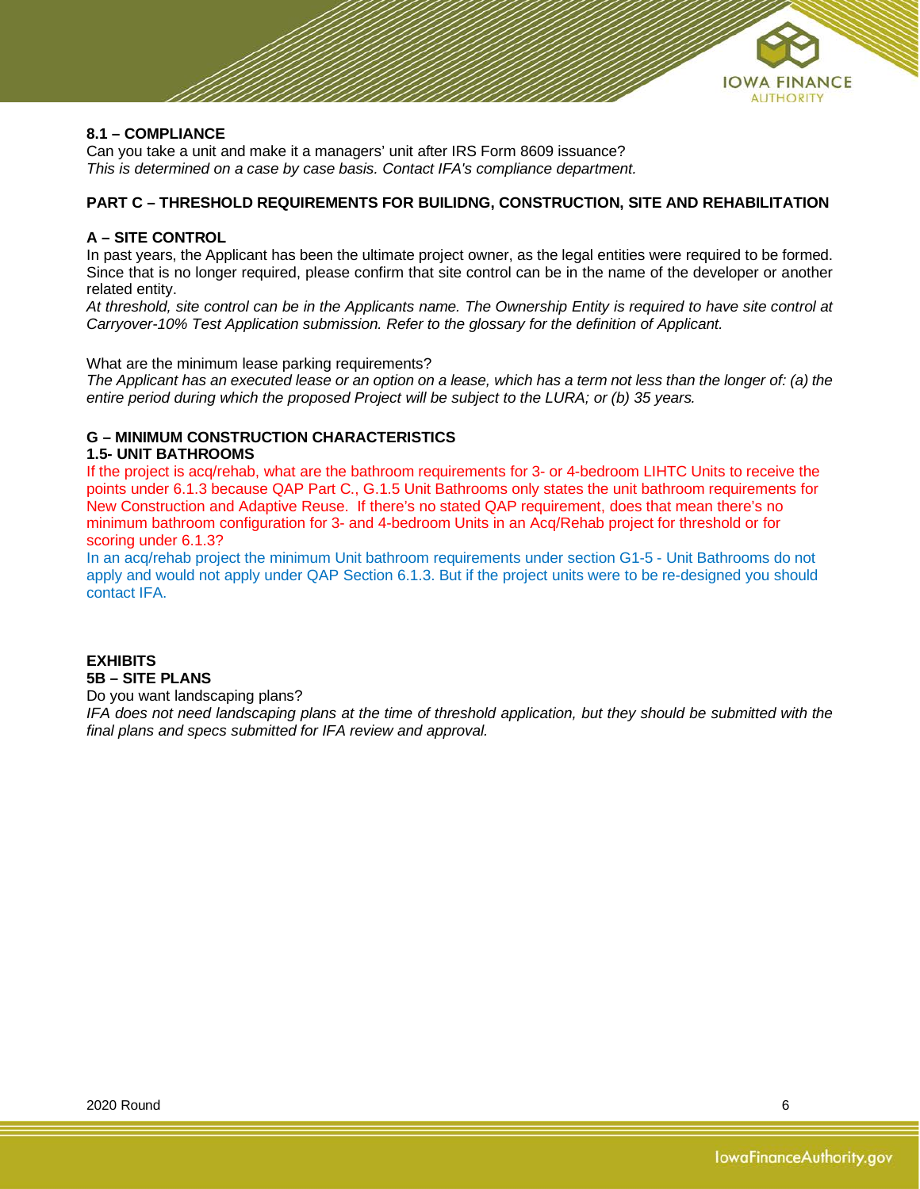**8.1 – COMPLIANCE**

Can you take a unit and make it a managers' unit after IRS Form 8609 issuance?

*This is determined on a case by case basis. Contact IFA's compliance department.*

**PART C – THRESHOLD REQUIREMENTS FOR BUILIDNG, CONSTRUCTION, SITE AND REHABILITATION**

**A – SITE CONTROL**

In past years, the Applicant has been the ultimate project owner, as the legal entities were required to be formed. Since that is no longer required, please confirm that site control can be in the name of the developer or another related entity.

*At threshold, site control can be in the Applicants name. The Ownership Entity is required to have site control at Carryover-10% Test Application submission. Refer to the glossary for the definition of Applicant.*

What are the minimum lease parking requirements?

*The Applicant has an executed lease or an option on a lease, which has a term not less than the longer of: (a) the entire period during which the proposed Project will be subject to the LURA; or (b) 35 years.*

**G – MINIMUM CONSTRUCTION CHARACTERISTICS**

**1.5- UNIT BATHROOMS**

If the project is acq/rehab, what are the bathroom requirements for 3- or 4-bedroom LIHTC Units to receive the points under 6.1.3 because QAP Part C., G.1.5 Unit Bathrooms only states the unit bathroom requirements for New Construction and Adaptive Reuse. If there's no stated QAP requirement, does that mean there's no minimum bathroom configuration for 3- and 4-bedroom Units in an Acq/Rehab project for threshold or for scoring under 6.1.3?

In an acq/rehab project the minimum Unit bathroom requirements under section G1-5 - Unit Bathrooms do not apply and would not apply under QAP Section 6.1.3. But if the project units were to be re-designed you should contact IFA.

**EXHIBITS**

**5B – SITE PLANS**

Do you want landscaping plans?

*IFA does not need landscaping plans at the time of threshold application, but they should be submitted with the final plans and specs submitted for IFA review and approval.*